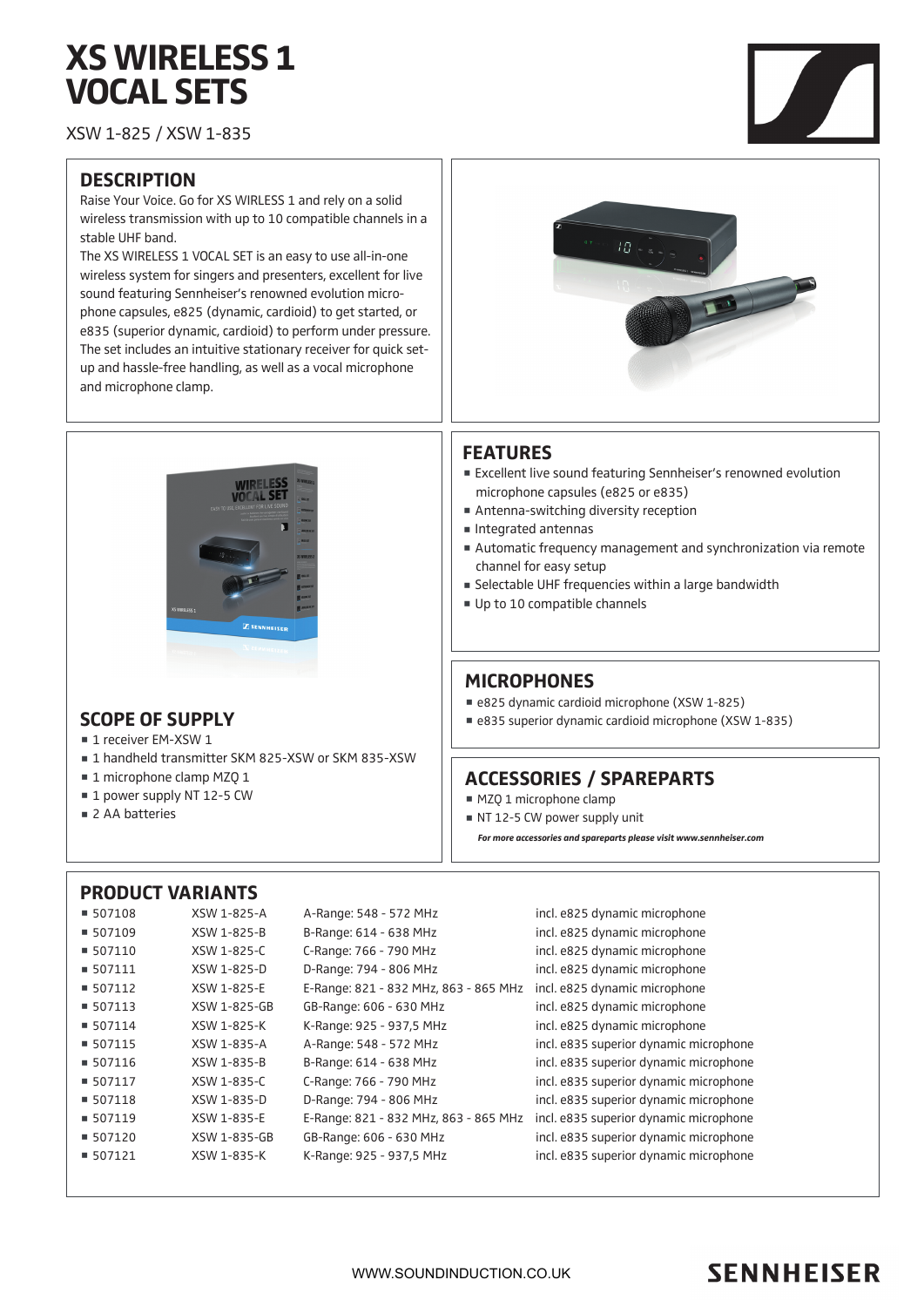# XS WIRELESS 1 VOCAL SETS

XSW 1-825 / XSW 1-835

## DESCRIPTION

Raise Your Voice. Go for XS WIRLESS 1 and rely on a solid wireless transmission with up to 10 compatible channels in a stable UHF band.

The XS WIRELESS 1 VOCAL SET is an easy to use all-in-one wireless system for singers and presenters, excellent for live sound featuring Sennheiser's renowned evolution microphone capsules, e825 (dynamic, cardioid) to get started, or e835 (superior dynamic, cardioid) to perform under pressure. The set includes an intuitive stationary receiver for quick setup and hassle-free handling, as well as a vocal microphone and microphone clamp.

## SCOPE OF SUPPLY

- 1 receiver EM-XSW 1
- 1 handheld transmitter SKM 825-XSW or SKM 835-XSW
- 1 microphone clamp MZQ 1
- 1 power supply NT 12-5 CW
- 2 AA batteries

## FEATURES

- Excellent live sound featuring Sennheiser's renowned evolution microphone capsules (e825 or e835)
- Antenna-switching diversity reception
- Integrated antennas
- Automatic frequency management and synchronization via remote channel for easy setup
- Selectable UHF frequencies within a large bandwidth
- Up to 10 compatible channels

## MICROPHONES

- e825 dynamic cardioid microphone (XSW 1-825)
- e835 superior dynamic cardioid microphone (XSW 1-835)

## ACCESSORIES / SPAREPARTS

- MZQ 1 microphone clamp
- NT 12-5 CW power supply unit

***For more accessories and spareparts please visit www.sennheiser.com***

## PRODUCT VARIANTS

| | | | |
|---|---|---|---|
| 507108 | XSW 1-825-A | A-Range: 548 - 572 MHz | incl. e825 dynamic microphone |
| 507109 | XSW 1-825-B | B-Range: 614 - 638 MHz | incl. e825 dynamic microphone |
| 507110 | XSW 1-825-C | C-Range: 766 - 790 MHz | incl. e825 dynamic microphone |
| 507111 | XSW 1-825-D | D-Range: 794 - 806 MHz | incl. e825 dynamic microphone |
| 507112 | XSW 1-825-E | E-Range: 821 - 832 MHz, 863 - 865 MHz | incl. e825 dynamic microphone |
| 507113 | XSW 1-825-GB | GB-Range: 606 - 630 MHz | incl. e825 dynamic microphone |
| 507114 | XSW 1-825-K | K-Range: 925 - 937,5 MHz | incl. e825 dynamic microphone |
| 507115 | XSW 1-835-A | A-Range: 548 - 572 MHz | incl. e835 superior dynamic microphone |
| 507116 | XSW 1-835-B | B-Range: 614 - 638 MHz | incl. e835 superior dynamic microphone |
| 507117 | XSW 1-835-C | C-Range: 766 - 790 MHz | incl. e835 superior dynamic microphone |
| 507118 | XSW 1-835-D | D-Range: 794 - 806 MHz | incl. e835 superior dynamic microphone |
| 507119 | XSW 1-835-E | E-Range: 821 - 832 MHz, 863 - 865 MHz | incl. e835 superior dynamic microphone |
| 507120 | XSW 1-835-GB | GB-Range: 606 - 630 MHz | incl. e835 superior dynamic microphone |
| 507121 | XSW 1-835-K | K-Range: 925 - 937,5 MHz | incl. e835 superior dynamic microphone |

WWW.SOUNDINDUCTION.CO.UK

SENNHEISER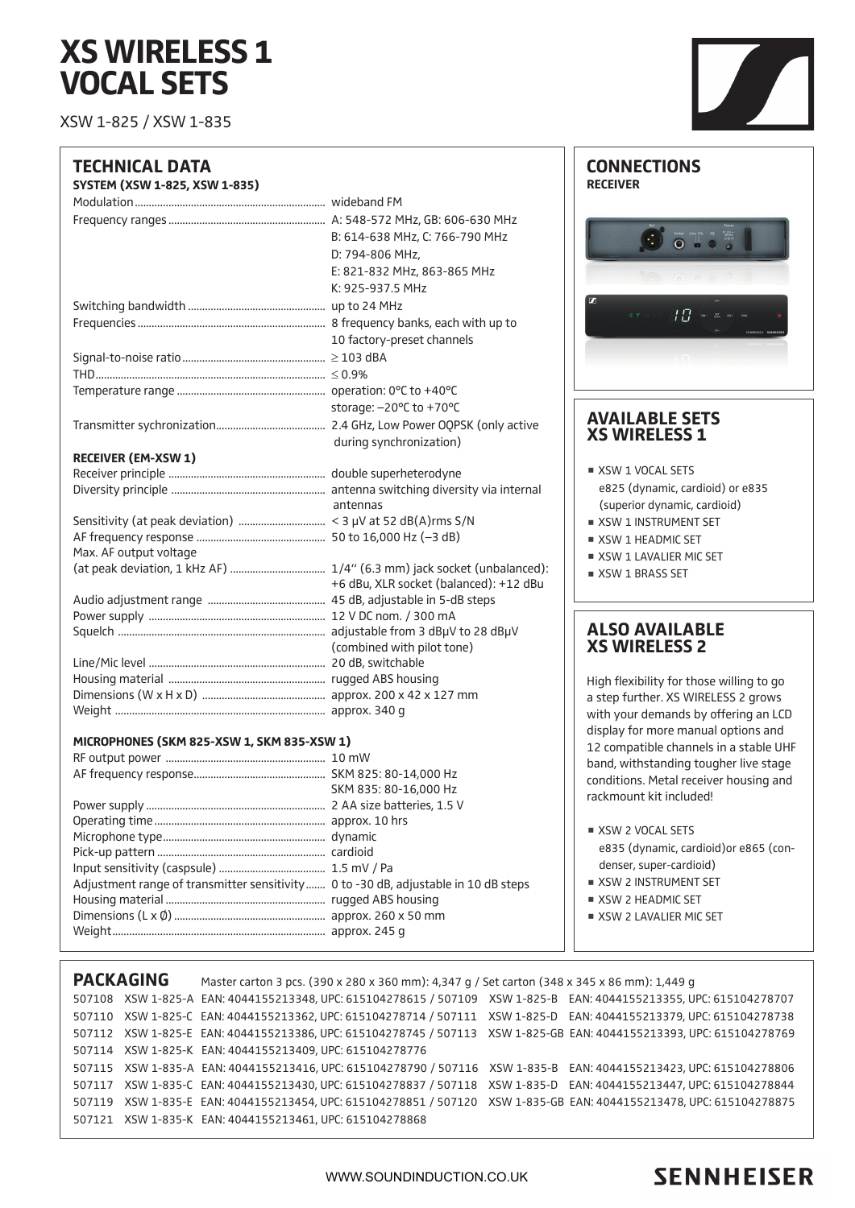# XS WIRELESS 1 VOCAL SETS

XSW 1-825 / XSW 1-835

## TECHNICAL DATA

### SYSTEM (XSW 1-825, XSW 1-835)

| | |
|---|---|
| Modulation | wideband FM |
| Frequency ranges | A: 548-572 MHz, GB: 606-630 MHz<br>B: 614-638 MHz, C: 766-790 MHz<br>D: 794-806 MHz,<br>E: 821-832 MHz, 863-865 MHz<br>K: 925-937.5 MHz |
| Switching bandwidth | up to 24 MHz |
| Frequencies | 8 frequency banks, each with up to 10 factory-preset channels |
| Signal-to-noise ratio | ≥ 103 dBA |
| THD | ≤ 0.9% |
| Temperature range | operation: 0°C to +40°C<br>storage: –20°C to +70°C |
| Transmitter sychronization | 2.4 GHz, Low Power OQPSK (only active during synchronization) |

### RECEIVER (EM-XSW 1)

| | |
|---|---|
| Receiver principle | double superheterodyne |
| Diversity principle | antenna switching diversity via internal antennas |
| Sensitivity (at peak deviation) | < 3 µV at 52 dB(A)rms S/N |
| AF frequency response | 50 to 16,000 Hz (–3 dB) |
| Max. AF output voltage (at peak deviation, 1 kHz AF) | 1/4'' (6.3 mm) jack socket (unbalanced): +6 dBu, XLR socket (balanced): +12 dBu |
| Audio adjustment range | 45 dB, adjustable in 5-dB steps |
| Power supply | 12 V DC nom. / 300 mA |
| Squelch | adjustable from 3 dBµV to 28 dBµV (combined with pilot tone) |
| Line/Mic level | 20 dB, switchable |
| Housing material | rugged ABS housing |
| Dimensions (W x H x D) | approx. 200 x 42 x 127 mm |
| Weight | approx. 340 g |

### MICROPHONES (SKM 825-XSW 1, SKM 835-XSW 1)

| | |
|---|---|
| RF output power | 10 mW |
| AF frequency response | SKM 825: 80-14,000 Hz<br>SKM 835: 80-16,000 Hz |
| Power supply | 2 AA size batteries, 1.5 V |
| Operating time | approx. 10 hrs |
| Microphone type | dynamic |
| Pick-up pattern | cardioid |
| Input sensitivity (caspsule) | 1.5 mV / Pa |
| Adjustment range of transmitter sensitivity | 0 to -30 dB, adjustable in 10 dB steps |
| Housing material | rugged ABS housing |
| Dimensions (L x Ø) | approx. 260 x 50 mm |
| Weight | approx. 245 g |

## CONNECTIONS

**RECEIVER**

## AVAILABLE SETS XS WIRELESS 1

- XSW 1 VOCAL SETS e825 (dynamic, cardioid) or e835 (superior dynamic, cardioid)
- XSW 1 INSTRUMENT SET
- XSW 1 HEADMIC SET
- XSW 1 LAVALIER MIC SET
- XSW 1 BRASS SET

## ALSO AVAILABLE XS WIRELESS 2

High flexibility for those willing to go a step further. XS WIRELESS 2 grows with your demands by offering an LCD display for more manual options and 12 compatible channels in a stable UHF band, withstanding tougher live stage conditions. Metal receiver housing and rackmount kit included!

- XSW 2 VOCAL SETS e835 (dynamic, cardioid)or e865 (condenser, super-cardioid)
- XSW 2 INSTRUMENT SET
- XSW 2 HEADMIC SET
- XSW 2 LAVALIER MIC SET

## PACKAGING

Master carton 3 pcs. (390 x 280 x 360 mm): 4,347 g / Set carton (348 x 345 x 86 mm): 1,449 g

507108 XSW 1-825-A EAN: 4044155213348, UPC: 615104278615 / 507109 XSW 1-825-B EAN: 4044155213355, UPC: 615104278707
507110 XSW 1-825-C EAN: 4044155213362, UPC: 615104278714 / 507111 XSW 1-825-D EAN: 4044155213379, UPC: 615104278738
507112 XSW 1-825-E EAN: 4044155213386, UPC: 615104278745 / 507113 XSW 1-825-GB EAN: 4044155213393, UPC: 615104278769
507114 XSW 1-825-K EAN: 4044155213409, UPC: 615104278776
507115 XSW 1-835-A EAN: 4044155213416, UPC: 615104278790 / 507116 XSW 1-835-B EAN: 4044155213423, UPC: 615104278806
507117 XSW 1-835-C EAN: 4044155213430, UPC: 615104278837 / 507118 XSW 1-835-D EAN: 4044155213447, UPC: 615104278844
507119 XSW 1-835-E EAN: 4044155213454, UPC: 615104278851 / 507120 XSW 1-835-GB EAN: 4044155213478, UPC: 615104278875
507121 XSW 1-835-K EAN: 4044155213461, UPC: 615104278868

WWW.SOUNDINDUCTION.CO.UK

SENNHEISER